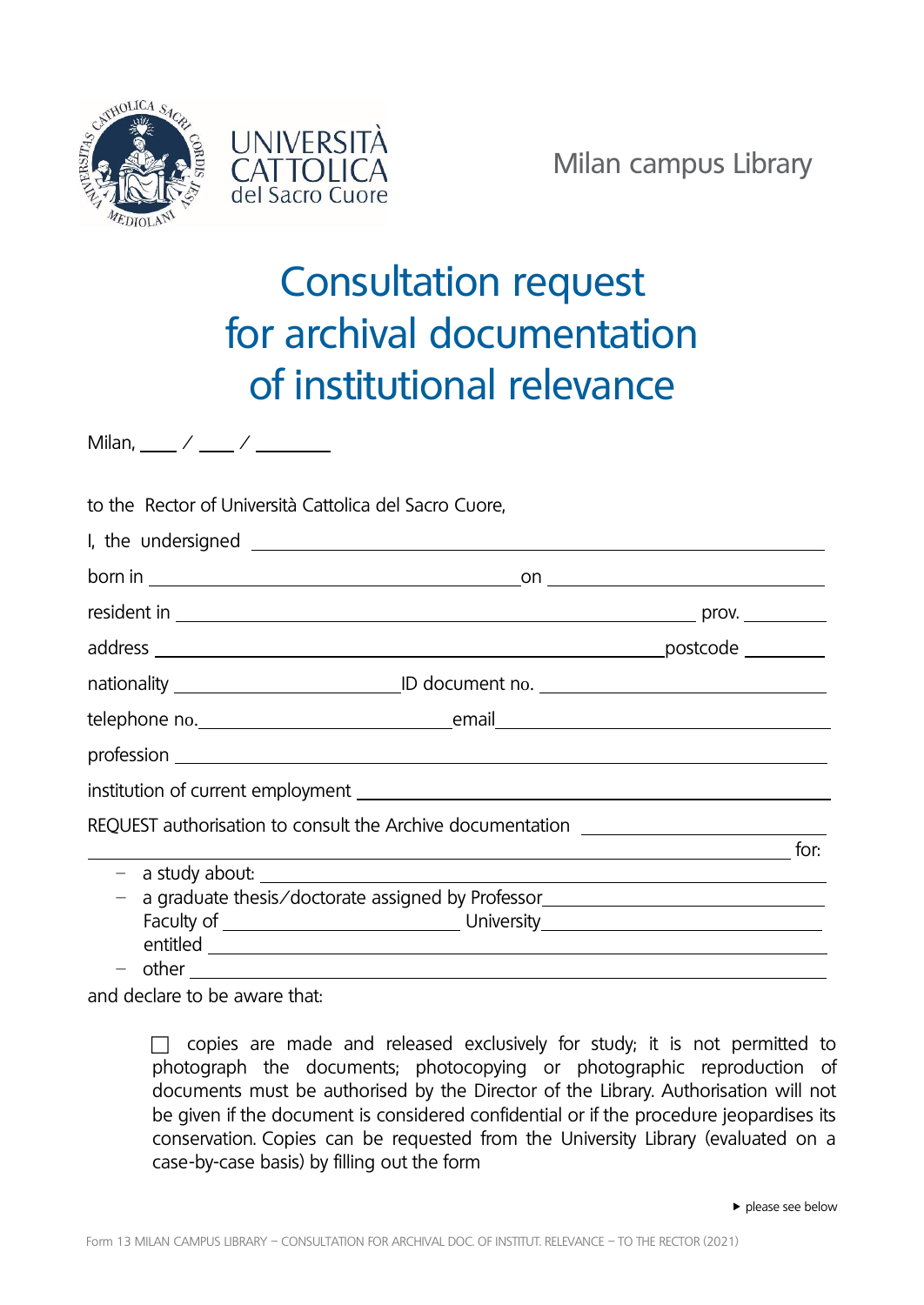UNIVERSITÀ CATTOLICA del Sacro Cuore

Milan campus Library

# Consultation request for archival documentation of institutional relevance

Milan, ____ / ____ / ________

to the Rector of Università Cattolica del Sacro Cuore,

I, the undersigned ______________________________________________

born in ______________________________ on ______________________

resident in __________________________________________ prov. ________

address ______________________________________ postcode ________

nationality ____________________ ID document no. ____________________

telephone no. ____________________ email ____________________________

profession ______________________________________________________

institution of current employment __________________________________

REQUEST authorisation to consult the Archive documentation ____________________

______________________________________________________________ for:

- a study about: ____________________________________________
- a graduate thesis/doctorate assigned by Professor____________________
  Faculty of ____________________ University____________________
  entitled ______________________________________________
- other ________________________________________________

and declare to be aware that:

☐ copies are made and released exclusively for study; it is not permitted to photograph the documents; photocopying or photographic reproduction of documents must be authorised by the Director of the Library. Authorisation will not be given if the document is considered confidential or if the procedure jeopardises its conservation. Copies can be requested from the University Library (evaluated on a case-by-case basis) by filling out the form

▸ please see below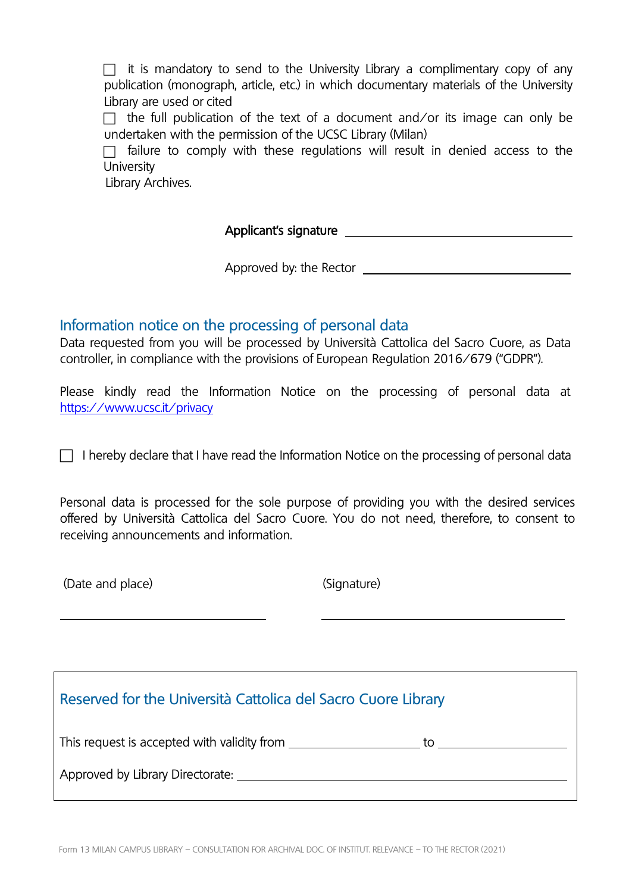☐ it is mandatory to send to the University Library a complimentary copy of any publication (monograph, article, etc.) in which documentary materials of the University Library are used or cited

☐ the full publication of the text of a document and/or its image can only be undertaken with the permission of the UCSC Library (Milan)

☐ failure to comply with these regulations will result in denied access to the University Library Archives.

**Applicant's signature** ______________________________

Approved by: the Rector ______________________________

## Information notice on the processing of personal data

Data requested from you will be processed by Università Cattolica del Sacro Cuore, as Data controller, in compliance with the provisions of European Regulation 2016/679 ("GDPR").

Please kindly read the Information Notice on the processing of personal data at https://www.ucsc.it/privacy

☐ I hereby declare that I have read the Information Notice on the processing of personal data

Personal data is processed for the sole purpose of providing you with the desired services offered by Università Cattolica del Sacro Cuore. You do not need, therefore, to consent to receiving announcements and information.

(Date and place) ______________________________

(Signature) ______________________________

## Reserved for the Università Cattolica del Sacro Cuore Library

This request is accepted with validity from ____________________ to ____________________

Approved by Library Directorate: ______________________________

Form 13 MILAN CAMPUS LIBRARY – CONSULTATION FOR ARCHIVAL DOC. OF INSTITUT. RELEVANCE – TO THE RECTOR (2021)